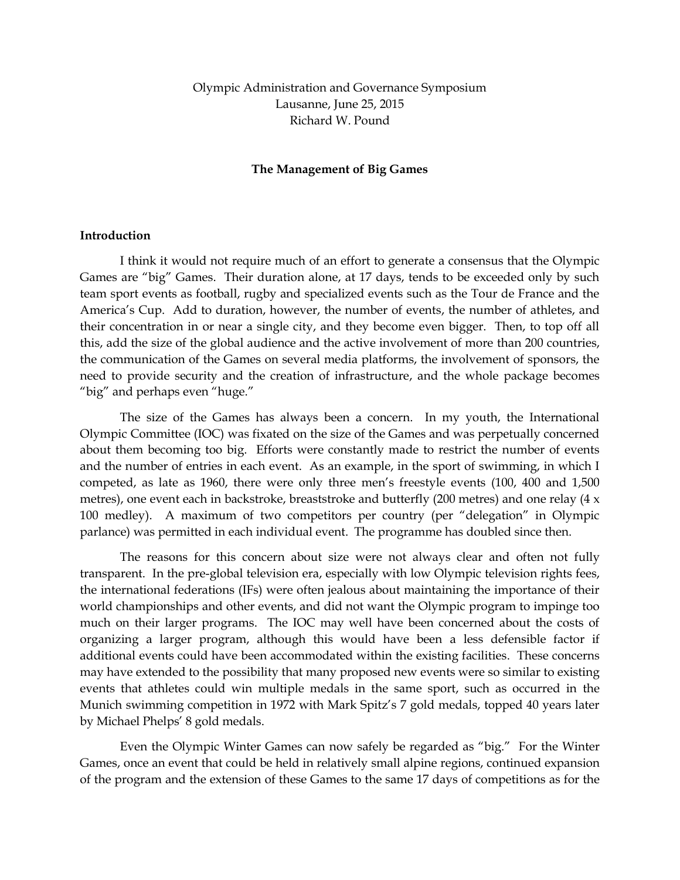Olympic Administration and Governance Symposium  
Lausanne, June 25, 2015  
Richard W. Pound

# The Management of Big Games

## Introduction

I think it would not require much of an effort to generate a consensus that the Olympic Games are "big" Games. Their duration alone, at 17 days, tends to be exceeded only by such team sport events as football, rugby and specialized events such as the Tour de France and the America's Cup. Add to duration, however, the number of events, the number of athletes, and their concentration in or near a single city, and they become even bigger. Then, to top off all this, add the size of the global audience and the active involvement of more than 200 countries, the communication of the Games on several media platforms, the involvement of sponsors, the need to provide security and the creation of infrastructure, and the whole package becomes "big" and perhaps even "huge."

The size of the Games has always been a concern. In my youth, the International Olympic Committee (IOC) was fixated on the size of the Games and was perpetually concerned about them becoming too big. Efforts were constantly made to restrict the number of events and the number of entries in each event. As an example, in the sport of swimming, in which I competed, as late as 1960, there were only three men's freestyle events (100, 400 and 1,500 metres), one event each in backstroke, breaststroke and butterfly (200 metres) and one relay (4 x 100 medley). A maximum of two competitors per country (per "delegation" in Olympic parlance) was permitted in each individual event. The programme has doubled since then.

The reasons for this concern about size were not always clear and often not fully transparent. In the pre-global television era, especially with low Olympic television rights fees, the international federations (IFs) were often jealous about maintaining the importance of their world championships and other events, and did not want the Olympic program to impinge too much on their larger programs. The IOC may well have been concerned about the costs of organizing a larger program, although this would have been a less defensible factor if additional events could have been accommodated within the existing facilities. These concerns may have extended to the possibility that many proposed new events were so similar to existing events that athletes could win multiple medals in the same sport, such as occurred in the Munich swimming competition in 1972 with Mark Spitz's 7 gold medals, topped 40 years later by Michael Phelps' 8 gold medals.

Even the Olympic Winter Games can now safely be regarded as "big." For the Winter Games, once an event that could be held in relatively small alpine regions, continued expansion of the program and the extension of these Games to the same 17 days of competitions as for the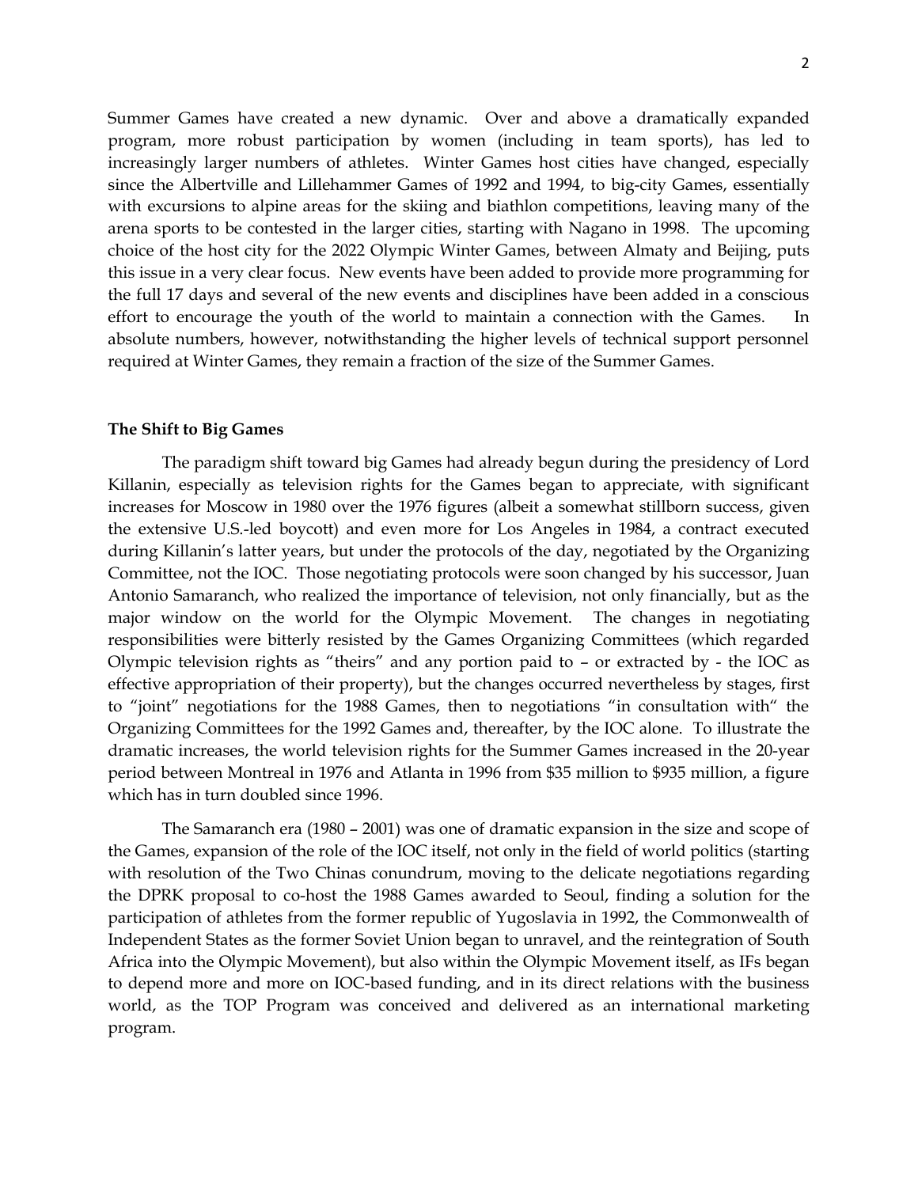Summer Games have created a new dynamic. Over and above a dramatically expanded program, more robust participation by women (including in team sports), has led to increasingly larger numbers of athletes. Winter Games host cities have changed, especially since the Albertville and Lillehammer Games of 1992 and 1994, to big-city Games, essentially with excursions to alpine areas for the skiing and biathlon competitions, leaving many of the arena sports to be contested in the larger cities, starting with Nagano in 1998. The upcoming choice of the host city for the 2022 Olympic Winter Games, between Almaty and Beijing, puts this issue in a very clear focus. New events have been added to provide more programming for the full 17 days and several of the new events and disciplines have been added in a conscious effort to encourage the youth of the world to maintain a connection with the Games. In absolute numbers, however, notwithstanding the higher levels of technical support personnel required at Winter Games, they remain a fraction of the size of the Summer Games.

**The Shift to Big Games**

The paradigm shift toward big Games had already begun during the presidency of Lord Killanin, especially as television rights for the Games began to appreciate, with significant increases for Moscow in 1980 over the 1976 figures (albeit a somewhat stillborn success, given the extensive U.S.-led boycott) and even more for Los Angeles in 1984, a contract executed during Killanin's latter years, but under the protocols of the day, negotiated by the Organizing Committee, not the IOC. Those negotiating protocols were soon changed by his successor, Juan Antonio Samaranch, who realized the importance of television, not only financially, but as the major window on the world for the Olympic Movement. The changes in negotiating responsibilities were bitterly resisted by the Games Organizing Committees (which regarded Olympic television rights as "theirs" and any portion paid to – or extracted by - the IOC as effective appropriation of their property), but the changes occurred nevertheless by stages, first to "joint" negotiations for the 1988 Games, then to negotiations "in consultation with" the Organizing Committees for the 1992 Games and, thereafter, by the IOC alone. To illustrate the dramatic increases, the world television rights for the Summer Games increased in the 20-year period between Montreal in 1976 and Atlanta in 1996 from $35 million to $935 million, a figure which has in turn doubled since 1996.

The Samaranch era (1980 – 2001) was one of dramatic expansion in the size and scope of the Games, expansion of the role of the IOC itself, not only in the field of world politics (starting with resolution of the Two Chinas conundrum, moving to the delicate negotiations regarding the DPRK proposal to co-host the 1988 Games awarded to Seoul, finding a solution for the participation of athletes from the former republic of Yugoslavia in 1992, the Commonwealth of Independent States as the former Soviet Union began to unravel, and the reintegration of South Africa into the Olympic Movement), but also within the Olympic Movement itself, as IFs began to depend more and more on IOC-based funding, and in its direct relations with the business world, as the TOP Program was conceived and delivered as an international marketing program.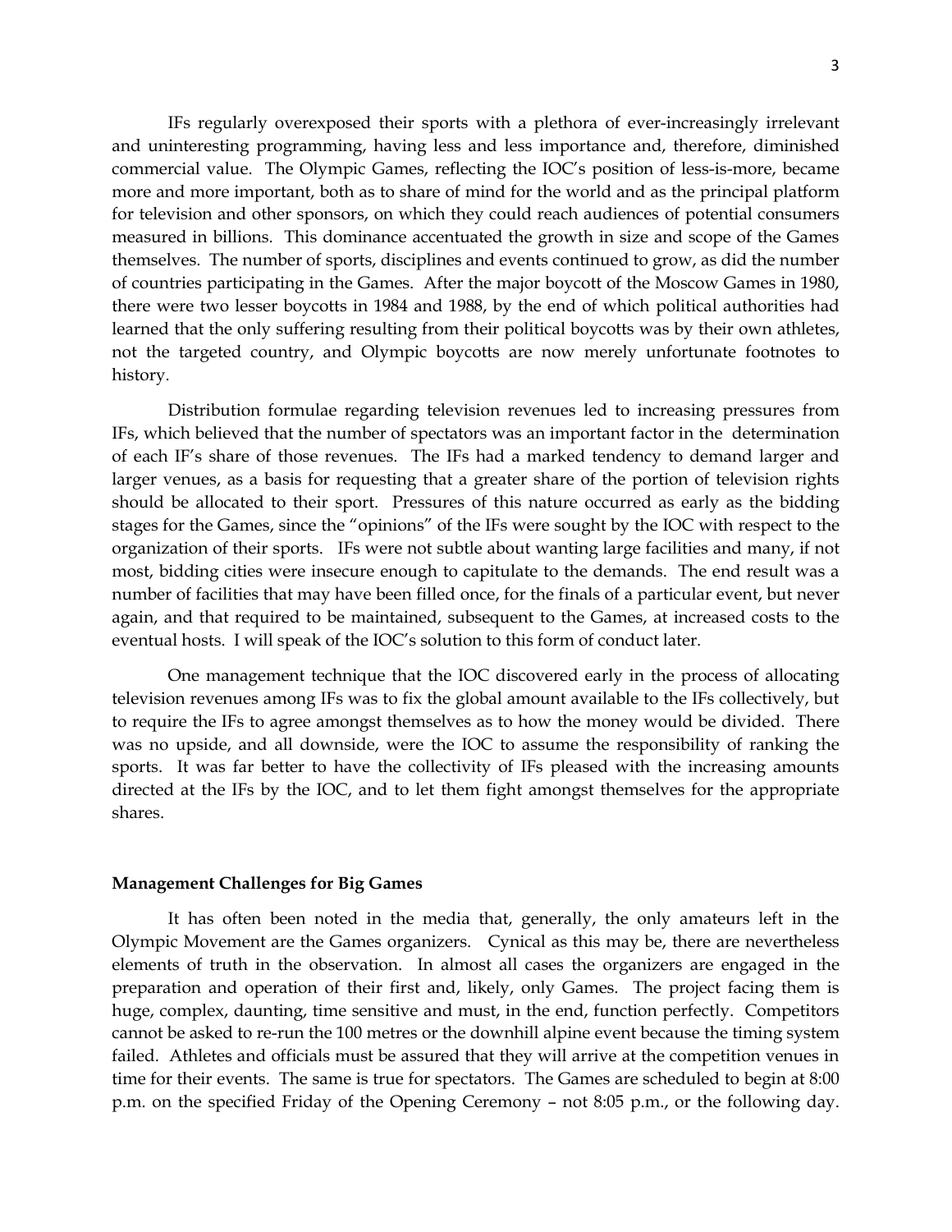IFs regularly overexposed their sports with a plethora of ever-increasingly irrelevant and uninteresting programming, having less and less importance and, therefore, diminished commercial value. The Olympic Games, reflecting the IOC's position of less-is-more, became more and more important, both as to share of mind for the world and as the principal platform for television and other sponsors, on which they could reach audiences of potential consumers measured in billions. This dominance accentuated the growth in size and scope of the Games themselves. The number of sports, disciplines and events continued to grow, as did the number of countries participating in the Games. After the major boycott of the Moscow Games in 1980, there were two lesser boycotts in 1984 and 1988, by the end of which political authorities had learned that the only suffering resulting from their political boycotts was by their own athletes, not the targeted country, and Olympic boycotts are now merely unfortunate footnotes to history.

Distribution formulae regarding television revenues led to increasing pressures from IFs, which believed that the number of spectators was an important factor in the determination of each IF's share of those revenues. The IFs had a marked tendency to demand larger and larger venues, as a basis for requesting that a greater share of the portion of television rights should be allocated to their sport. Pressures of this nature occurred as early as the bidding stages for the Games, since the "opinions" of the IFs were sought by the IOC with respect to the organization of their sports. IFs were not subtle about wanting large facilities and many, if not most, bidding cities were insecure enough to capitulate to the demands. The end result was a number of facilities that may have been filled once, for the finals of a particular event, but never again, and that required to be maintained, subsequent to the Games, at increased costs to the eventual hosts. I will speak of the IOC's solution to this form of conduct later.

One management technique that the IOC discovered early in the process of allocating television revenues among IFs was to fix the global amount available to the IFs collectively, but to require the IFs to agree amongst themselves as to how the money would be divided. There was no upside, and all downside, were the IOC to assume the responsibility of ranking the sports. It was far better to have the collectivity of IFs pleased with the increasing amounts directed at the IFs by the IOC, and to let them fight amongst themselves for the appropriate shares.

**Management Challenges for Big Games**

It has often been noted in the media that, generally, the only amateurs left in the Olympic Movement are the Games organizers. Cynical as this may be, there are nevertheless elements of truth in the observation. In almost all cases the organizers are engaged in the preparation and operation of their first and, likely, only Games. The project facing them is huge, complex, daunting, time sensitive and must, in the end, function perfectly. Competitors cannot be asked to re-run the 100 metres or the downhill alpine event because the timing system failed. Athletes and officials must be assured that they will arrive at the competition venues in time for their events. The same is true for spectators. The Games are scheduled to begin at 8:00 p.m. on the specified Friday of the Opening Ceremony – not 8:05 p.m., or the following day.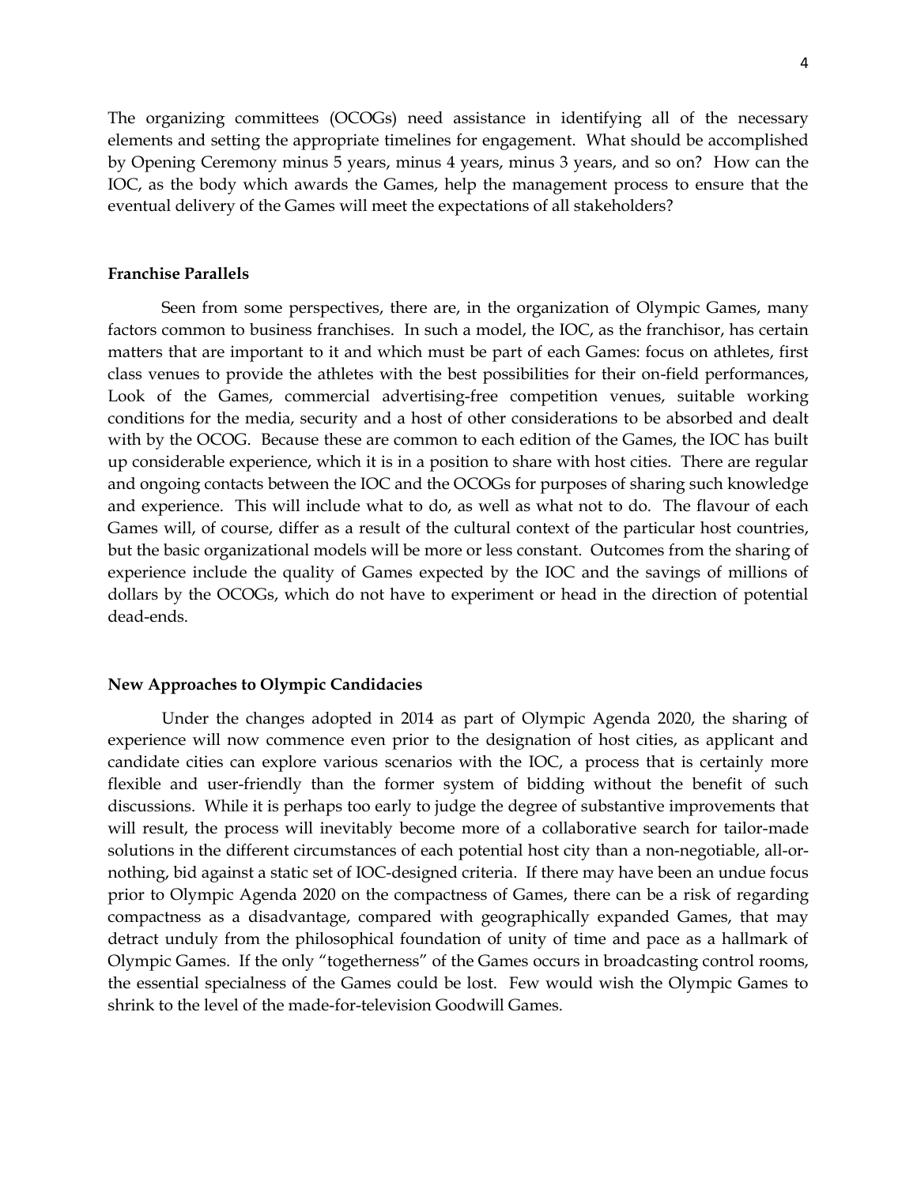The organizing committees (OCOGs) need assistance in identifying all of the necessary elements and setting the appropriate timelines for engagement. What should be accomplished by Opening Ceremony minus 5 years, minus 4 years, minus 3 years, and so on? How can the IOC, as the body which awards the Games, help the management process to ensure that the eventual delivery of the Games will meet the expectations of all stakeholders?

**Franchise Parallels**

Seen from some perspectives, there are, in the organization of Olympic Games, many factors common to business franchises. In such a model, the IOC, as the franchisor, has certain matters that are important to it and which must be part of each Games: focus on athletes, first class venues to provide the athletes with the best possibilities for their on-field performances, Look of the Games, commercial advertising-free competition venues, suitable working conditions for the media, security and a host of other considerations to be absorbed and dealt with by the OCOG. Because these are common to each edition of the Games, the IOC has built up considerable experience, which it is in a position to share with host cities. There are regular and ongoing contacts between the IOC and the OCOGs for purposes of sharing such knowledge and experience. This will include what to do, as well as what not to do. The flavour of each Games will, of course, differ as a result of the cultural context of the particular host countries, but the basic organizational models will be more or less constant. Outcomes from the sharing of experience include the quality of Games expected by the IOC and the savings of millions of dollars by the OCOGs, which do not have to experiment or head in the direction of potential dead-ends.

**New Approaches to Olympic Candidacies**

Under the changes adopted in 2014 as part of Olympic Agenda 2020, the sharing of experience will now commence even prior to the designation of host cities, as applicant and candidate cities can explore various scenarios with the IOC, a process that is certainly more flexible and user-friendly than the former system of bidding without the benefit of such discussions. While it is perhaps too early to judge the degree of substantive improvements that will result, the process will inevitably become more of a collaborative search for tailor-made solutions in the different circumstances of each potential host city than a non-negotiable, all-or-nothing, bid against a static set of IOC-designed criteria. If there may have been an undue focus prior to Olympic Agenda 2020 on the compactness of Games, there can be a risk of regarding compactness as a disadvantage, compared with geographically expanded Games, that may detract unduly from the philosophical foundation of unity of time and pace as a hallmark of Olympic Games. If the only "togetherness" of the Games occurs in broadcasting control rooms, the essential specialness of the Games could be lost. Few would wish the Olympic Games to shrink to the level of the made-for-television Goodwill Games.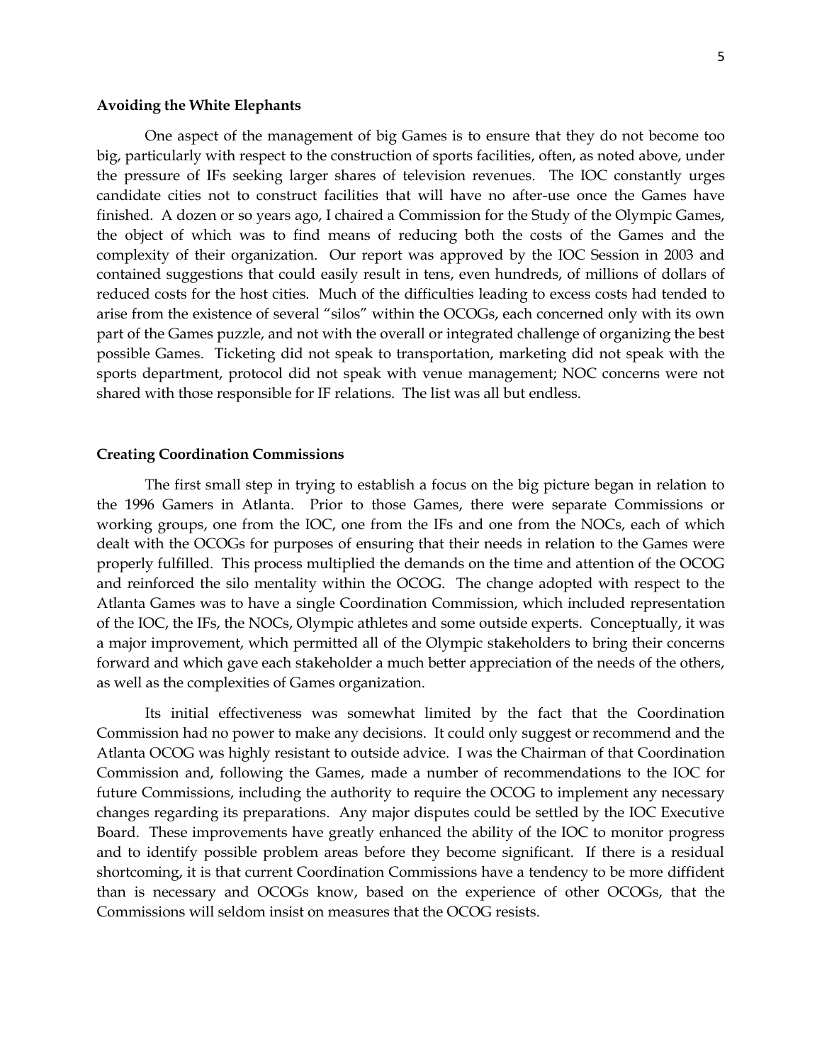**Avoiding the White Elephants**

One aspect of the management of big Games is to ensure that they do not become too big, particularly with respect to the construction of sports facilities, often, as noted above, under the pressure of IFs seeking larger shares of television revenues. The IOC constantly urges candidate cities not to construct facilities that will have no after-use once the Games have finished. A dozen or so years ago, I chaired a Commission for the Study of the Olympic Games, the object of which was to find means of reducing both the costs of the Games and the complexity of their organization. Our report was approved by the IOC Session in 2003 and contained suggestions that could easily result in tens, even hundreds, of millions of dollars of reduced costs for the host cities. Much of the difficulties leading to excess costs had tended to arise from the existence of several "silos" within the OCOGs, each concerned only with its own part of the Games puzzle, and not with the overall or integrated challenge of organizing the best possible Games. Ticketing did not speak to transportation, marketing did not speak with the sports department, protocol did not speak with venue management; NOC concerns were not shared with those responsible for IF relations. The list was all but endless.

**Creating Coordination Commissions**

The first small step in trying to establish a focus on the big picture began in relation to the 1996 Gamers in Atlanta. Prior to those Games, there were separate Commissions or working groups, one from the IOC, one from the IFs and one from the NOCs, each of which dealt with the OCOGs for purposes of ensuring that their needs in relation to the Games were properly fulfilled. This process multiplied the demands on the time and attention of the OCOG and reinforced the silo mentality within the OCOG. The change adopted with respect to the Atlanta Games was to have a single Coordination Commission, which included representation of the IOC, the IFs, the NOCs, Olympic athletes and some outside experts. Conceptually, it was a major improvement, which permitted all of the Olympic stakeholders to bring their concerns forward and which gave each stakeholder a much better appreciation of the needs of the others, as well as the complexities of Games organization.

Its initial effectiveness was somewhat limited by the fact that the Coordination Commission had no power to make any decisions. It could only suggest or recommend and the Atlanta OCOG was highly resistant to outside advice. I was the Chairman of that Coordination Commission and, following the Games, made a number of recommendations to the IOC for future Commissions, including the authority to require the OCOG to implement any necessary changes regarding its preparations. Any major disputes could be settled by the IOC Executive Board. These improvements have greatly enhanced the ability of the IOC to monitor progress and to identify possible problem areas before they become significant. If there is a residual shortcoming, it is that current Coordination Commissions have a tendency to be more diffident than is necessary and OCOGs know, based on the experience of other OCOGs, that the Commissions will seldom insist on measures that the OCOG resists.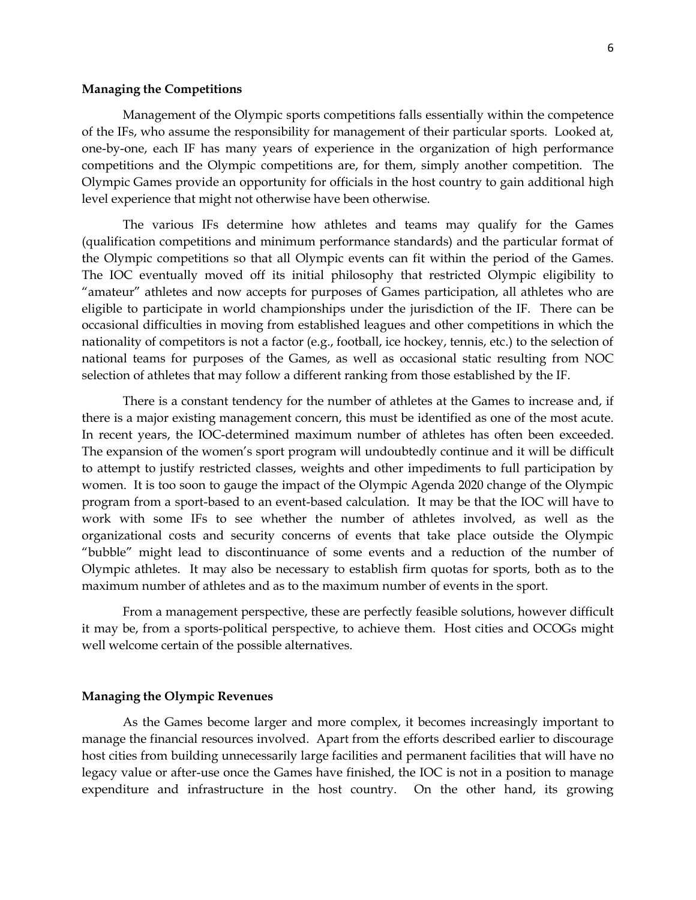**Managing the Competitions**

Management of the Olympic sports competitions falls essentially within the competence of the IFs, who assume the responsibility for management of their particular sports. Looked at, one-by-one, each IF has many years of experience in the organization of high performance competitions and the Olympic competitions are, for them, simply another competition. The Olympic Games provide an opportunity for officials in the host country to gain additional high level experience that might not otherwise have been otherwise.

The various IFs determine how athletes and teams may qualify for the Games (qualification competitions and minimum performance standards) and the particular format of the Olympic competitions so that all Olympic events can fit within the period of the Games. The IOC eventually moved off its initial philosophy that restricted Olympic eligibility to "amateur" athletes and now accepts for purposes of Games participation, all athletes who are eligible to participate in world championships under the jurisdiction of the IF. There can be occasional difficulties in moving from established leagues and other competitions in which the nationality of competitors is not a factor (e.g., football, ice hockey, tennis, etc.) to the selection of national teams for purposes of the Games, as well as occasional static resulting from NOC selection of athletes that may follow a different ranking from those established by the IF.

There is a constant tendency for the number of athletes at the Games to increase and, if there is a major existing management concern, this must be identified as one of the most acute. In recent years, the IOC-determined maximum number of athletes has often been exceeded. The expansion of the women's sport program will undoubtedly continue and it will be difficult to attempt to justify restricted classes, weights and other impediments to full participation by women. It is too soon to gauge the impact of the Olympic Agenda 2020 change of the Olympic program from a sport-based to an event-based calculation. It may be that the IOC will have to work with some IFs to see whether the number of athletes involved, as well as the organizational costs and security concerns of events that take place outside the Olympic "bubble" might lead to discontinuance of some events and a reduction of the number of Olympic athletes. It may also be necessary to establish firm quotas for sports, both as to the maximum number of athletes and as to the maximum number of events in the sport.

From a management perspective, these are perfectly feasible solutions, however difficult it may be, from a sports-political perspective, to achieve them. Host cities and OCOGs might well welcome certain of the possible alternatives.

**Managing the Olympic Revenues**

As the Games become larger and more complex, it becomes increasingly important to manage the financial resources involved. Apart from the efforts described earlier to discourage host cities from building unnecessarily large facilities and permanent facilities that will have no legacy value or after-use once the Games have finished, the IOC is not in a position to manage expenditure and infrastructure in the host country. On the other hand, its growing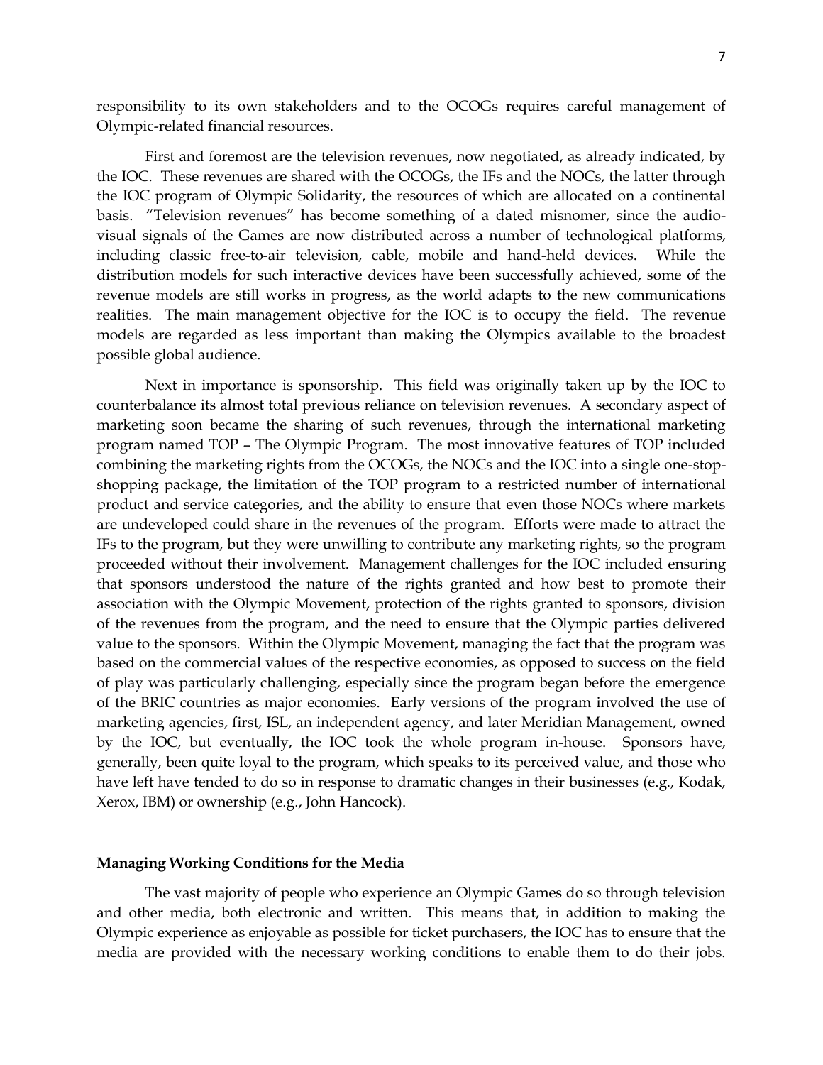responsibility to its own stakeholders and to the OCOGs requires careful management of Olympic-related financial resources.

First and foremost are the television revenues, now negotiated, as already indicated, by the IOC. These revenues are shared with the OCOGs, the IFs and the NOCs, the latter through the IOC program of Olympic Solidarity, the resources of which are allocated on a continental basis. "Television revenues" has become something of a dated misnomer, since the audio-visual signals of the Games are now distributed across a number of technological platforms, including classic free-to-air television, cable, mobile and hand-held devices. While the distribution models for such interactive devices have been successfully achieved, some of the revenue models are still works in progress, as the world adapts to the new communications realities. The main management objective for the IOC is to occupy the field. The revenue models are regarded as less important than making the Olympics available to the broadest possible global audience.

Next in importance is sponsorship. This field was originally taken up by the IOC to counterbalance its almost total previous reliance on television revenues. A secondary aspect of marketing soon became the sharing of such revenues, through the international marketing program named TOP – The Olympic Program. The most innovative features of TOP included combining the marketing rights from the OCOGs, the NOCs and the IOC into a single one-stop-shopping package, the limitation of the TOP program to a restricted number of international product and service categories, and the ability to ensure that even those NOCs where markets are undeveloped could share in the revenues of the program. Efforts were made to attract the IFs to the program, but they were unwilling to contribute any marketing rights, so the program proceeded without their involvement. Management challenges for the IOC included ensuring that sponsors understood the nature of the rights granted and how best to promote their association with the Olympic Movement, protection of the rights granted to sponsors, division of the revenues from the program, and the need to ensure that the Olympic parties delivered value to the sponsors. Within the Olympic Movement, managing the fact that the program was based on the commercial values of the respective economies, as opposed to success on the field of play was particularly challenging, especially since the program began before the emergence of the BRIC countries as major economies. Early versions of the program involved the use of marketing agencies, first, ISL, an independent agency, and later Meridian Management, owned by the IOC, but eventually, the IOC took the whole program in-house. Sponsors have, generally, been quite loyal to the program, which speaks to its perceived value, and those who have left have tended to do so in response to dramatic changes in their businesses (e.g., Kodak, Xerox, IBM) or ownership (e.g., John Hancock).

**Managing Working Conditions for the Media**

The vast majority of people who experience an Olympic Games do so through television and other media, both electronic and written. This means that, in addition to making the Olympic experience as enjoyable as possible for ticket purchasers, the IOC has to ensure that the media are provided with the necessary working conditions to enable them to do their jobs.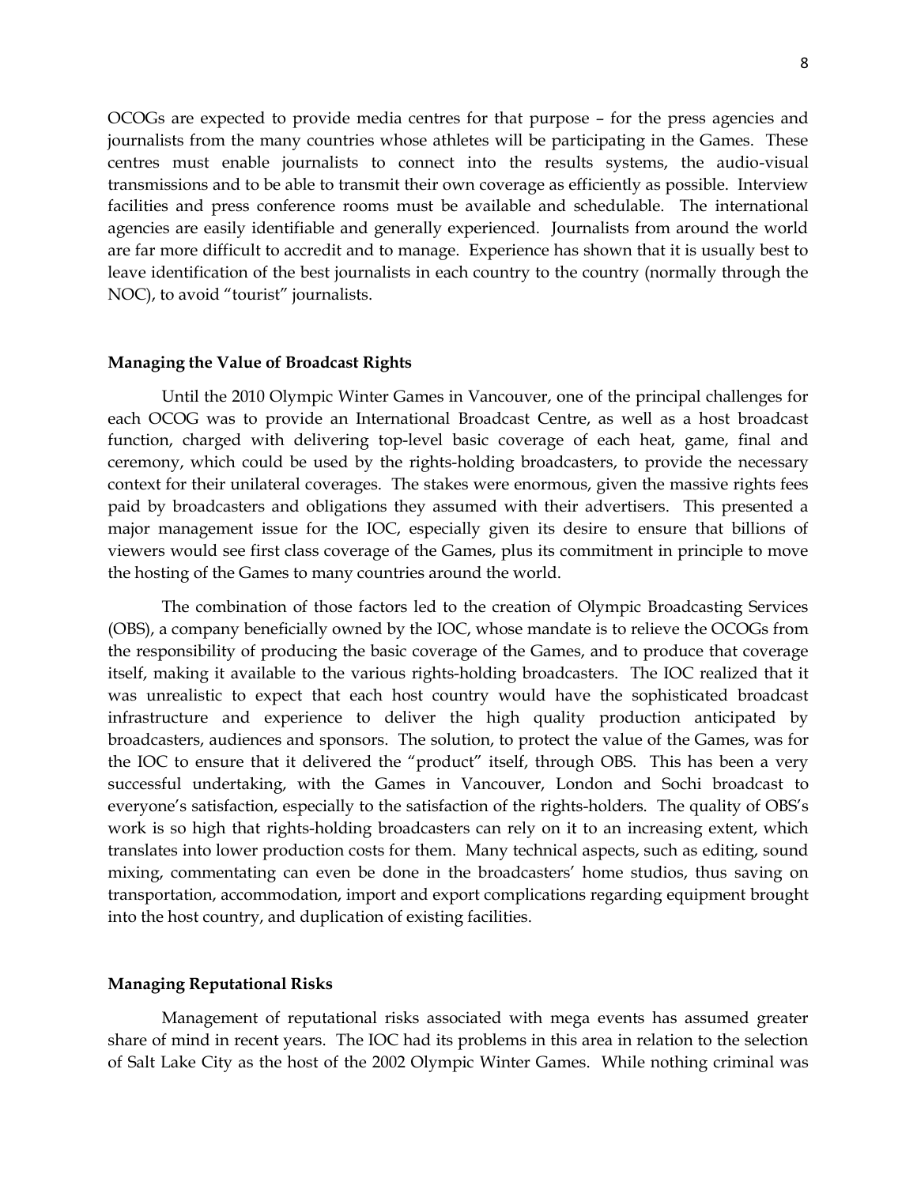OCOGs are expected to provide media centres for that purpose – for the press agencies and journalists from the many countries whose athletes will be participating in the Games. These centres must enable journalists to connect into the results systems, the audio-visual transmissions and to be able to transmit their own coverage as efficiently as possible. Interview facilities and press conference rooms must be available and schedulable. The international agencies are easily identifiable and generally experienced. Journalists from around the world are far more difficult to accredit and to manage. Experience has shown that it is usually best to leave identification of the best journalists in each country to the country (normally through the NOC), to avoid "tourist" journalists.

**Managing the Value of Broadcast Rights**

Until the 2010 Olympic Winter Games in Vancouver, one of the principal challenges for each OCOG was to provide an International Broadcast Centre, as well as a host broadcast function, charged with delivering top-level basic coverage of each heat, game, final and ceremony, which could be used by the rights-holding broadcasters, to provide the necessary context for their unilateral coverages. The stakes were enormous, given the massive rights fees paid by broadcasters and obligations they assumed with their advertisers. This presented a major management issue for the IOC, especially given its desire to ensure that billions of viewers would see first class coverage of the Games, plus its commitment in principle to move the hosting of the Games to many countries around the world.

The combination of those factors led to the creation of Olympic Broadcasting Services (OBS), a company beneficially owned by the IOC, whose mandate is to relieve the OCOGs from the responsibility of producing the basic coverage of the Games, and to produce that coverage itself, making it available to the various rights-holding broadcasters. The IOC realized that it was unrealistic to expect that each host country would have the sophisticated broadcast infrastructure and experience to deliver the high quality production anticipated by broadcasters, audiences and sponsors. The solution, to protect the value of the Games, was for the IOC to ensure that it delivered the "product" itself, through OBS. This has been a very successful undertaking, with the Games in Vancouver, London and Sochi broadcast to everyone's satisfaction, especially to the satisfaction of the rights-holders. The quality of OBS's work is so high that rights-holding broadcasters can rely on it to an increasing extent, which translates into lower production costs for them. Many technical aspects, such as editing, sound mixing, commentating can even be done in the broadcasters' home studios, thus saving on transportation, accommodation, import and export complications regarding equipment brought into the host country, and duplication of existing facilities.

**Managing Reputational Risks**

Management of reputational risks associated with mega events has assumed greater share of mind in recent years. The IOC had its problems in this area in relation to the selection of Salt Lake City as the host of the 2002 Olympic Winter Games. While nothing criminal was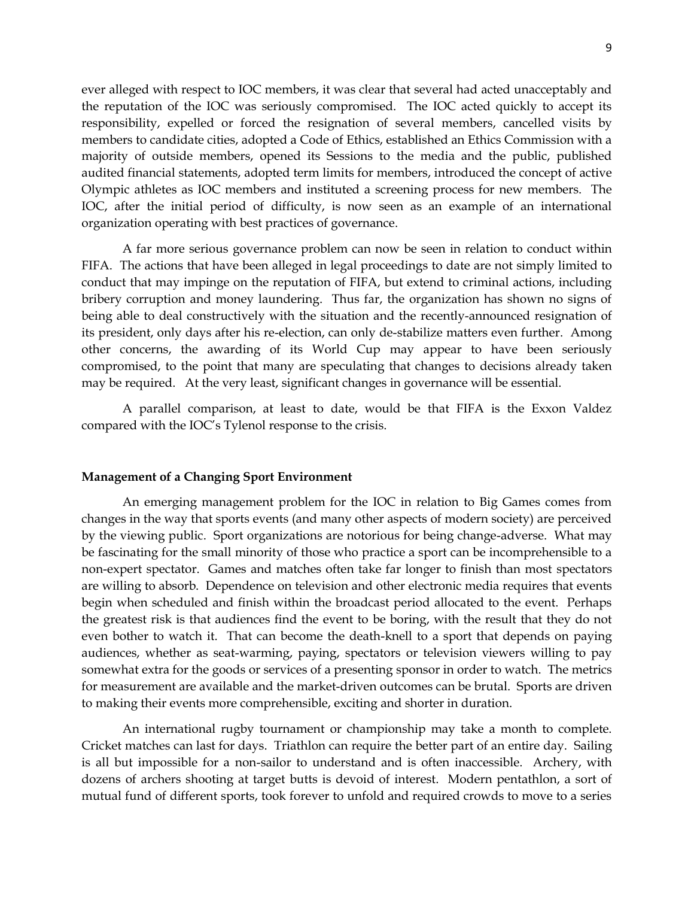ever alleged with respect to IOC members, it was clear that several had acted unacceptably and the reputation of the IOC was seriously compromised. The IOC acted quickly to accept its responsibility, expelled or forced the resignation of several members, cancelled visits by members to candidate cities, adopted a Code of Ethics, established an Ethics Commission with a majority of outside members, opened its Sessions to the media and the public, published audited financial statements, adopted term limits for members, introduced the concept of active Olympic athletes as IOC members and instituted a screening process for new members. The IOC, after the initial period of difficulty, is now seen as an example of an international organization operating with best practices of governance.

A far more serious governance problem can now be seen in relation to conduct within FIFA. The actions that have been alleged in legal proceedings to date are not simply limited to conduct that may impinge on the reputation of FIFA, but extend to criminal actions, including bribery corruption and money laundering. Thus far, the organization has shown no signs of being able to deal constructively with the situation and the recently-announced resignation of its president, only days after his re-election, can only de-stabilize matters even further. Among other concerns, the awarding of its World Cup may appear to have been seriously compromised, to the point that many are speculating that changes to decisions already taken may be required. At the very least, significant changes in governance will be essential.

A parallel comparison, at least to date, would be that FIFA is the Exxon Valdez compared with the IOC's Tylenol response to the crisis.

**Management of a Changing Sport Environment**

An emerging management problem for the IOC in relation to Big Games comes from changes in the way that sports events (and many other aspects of modern society) are perceived by the viewing public. Sport organizations are notorious for being change-adverse. What may be fascinating for the small minority of those who practice a sport can be incomprehensible to a non-expert spectator. Games and matches often take far longer to finish than most spectators are willing to absorb. Dependence on television and other electronic media requires that events begin when scheduled and finish within the broadcast period allocated to the event. Perhaps the greatest risk is that audiences find the event to be boring, with the result that they do not even bother to watch it. That can become the death-knell to a sport that depends on paying audiences, whether as seat-warming, paying, spectators or television viewers willing to pay somewhat extra for the goods or services of a presenting sponsor in order to watch. The metrics for measurement are available and the market-driven outcomes can be brutal. Sports are driven to making their events more comprehensible, exciting and shorter in duration.

An international rugby tournament or championship may take a month to complete. Cricket matches can last for days. Triathlon can require the better part of an entire day. Sailing is all but impossible for a non-sailor to understand and is often inaccessible. Archery, with dozens of archers shooting at target butts is devoid of interest. Modern pentathlon, a sort of mutual fund of different sports, took forever to unfold and required crowds to move to a series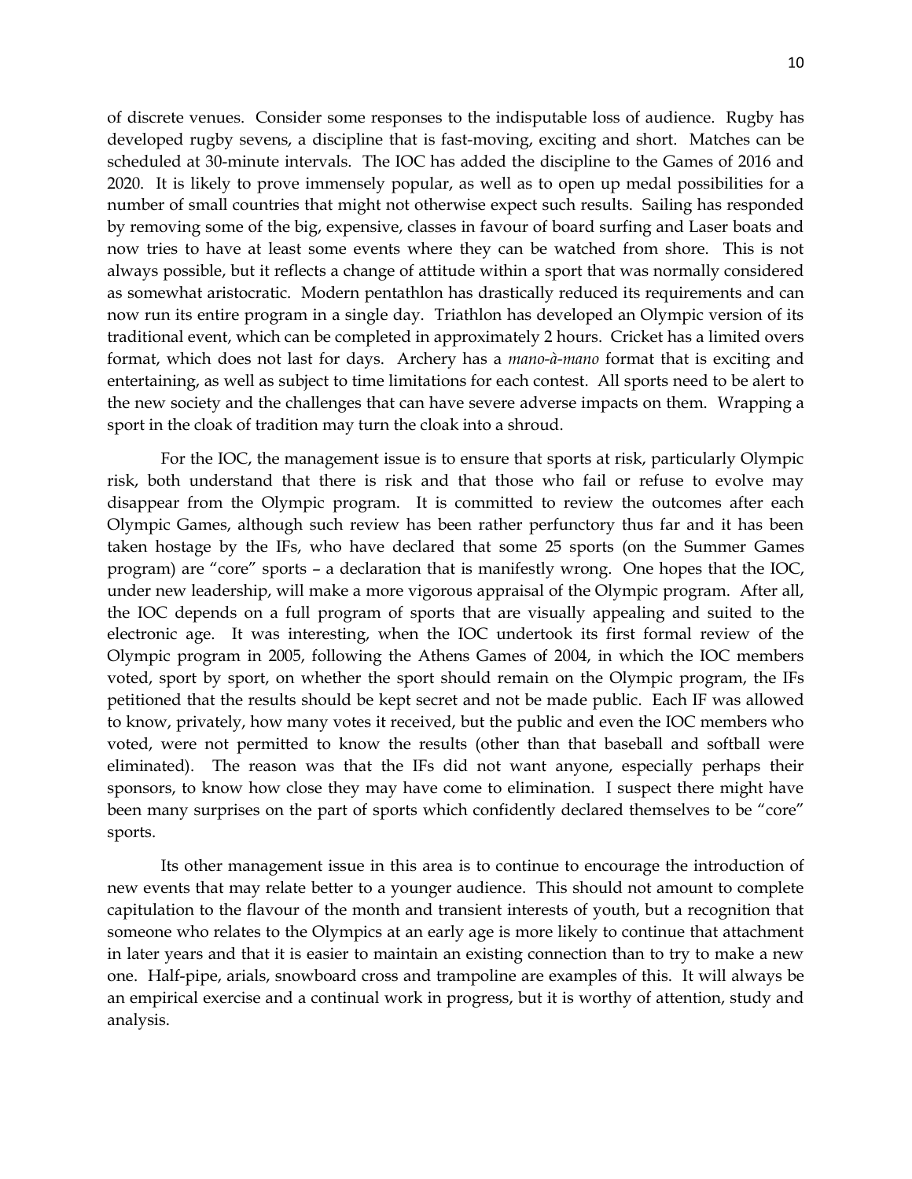of discrete venues. Consider some responses to the indisputable loss of audience. Rugby has developed rugby sevens, a discipline that is fast-moving, exciting and short. Matches can be scheduled at 30-minute intervals. The IOC has added the discipline to the Games of 2016 and 2020. It is likely to prove immensely popular, as well as to open up medal possibilities for a number of small countries that might not otherwise expect such results. Sailing has responded by removing some of the big, expensive, classes in favour of board surfing and Laser boats and now tries to have at least some events where they can be watched from shore. This is not always possible, but it reflects a change of attitude within a sport that was normally considered as somewhat aristocratic. Modern pentathlon has drastically reduced its requirements and can now run its entire program in a single day. Triathlon has developed an Olympic version of its traditional event, which can be completed in approximately 2 hours. Cricket has a limited overs format, which does not last for days. Archery has a *mano-à-mano* format that is exciting and entertaining, as well as subject to time limitations for each contest. All sports need to be alert to the new society and the challenges that can have severe adverse impacts on them. Wrapping a sport in the cloak of tradition may turn the cloak into a shroud.

For the IOC, the management issue is to ensure that sports at risk, particularly Olympic risk, both understand that there is risk and that those who fail or refuse to evolve may disappear from the Olympic program. It is committed to review the outcomes after each Olympic Games, although such review has been rather perfunctory thus far and it has been taken hostage by the IFs, who have declared that some 25 sports (on the Summer Games program) are "core" sports – a declaration that is manifestly wrong. One hopes that the IOC, under new leadership, will make a more vigorous appraisal of the Olympic program. After all, the IOC depends on a full program of sports that are visually appealing and suited to the electronic age. It was interesting, when the IOC undertook its first formal review of the Olympic program in 2005, following the Athens Games of 2004, in which the IOC members voted, sport by sport, on whether the sport should remain on the Olympic program, the IFs petitioned that the results should be kept secret and not be made public. Each IF was allowed to know, privately, how many votes it received, but the public and even the IOC members who voted, were not permitted to know the results (other than that baseball and softball were eliminated). The reason was that the IFs did not want anyone, especially perhaps their sponsors, to know how close they may have come to elimination. I suspect there might have been many surprises on the part of sports which confidently declared themselves to be "core" sports.

Its other management issue in this area is to continue to encourage the introduction of new events that may relate better to a younger audience. This should not amount to complete capitulation to the flavour of the month and transient interests of youth, but a recognition that someone who relates to the Olympics at an early age is more likely to continue that attachment in later years and that it is easier to maintain an existing connection than to try to make a new one. Half-pipe, arials, snowboard cross and trampoline are examples of this. It will always be an empirical exercise and a continual work in progress, but it is worthy of attention, study and analysis.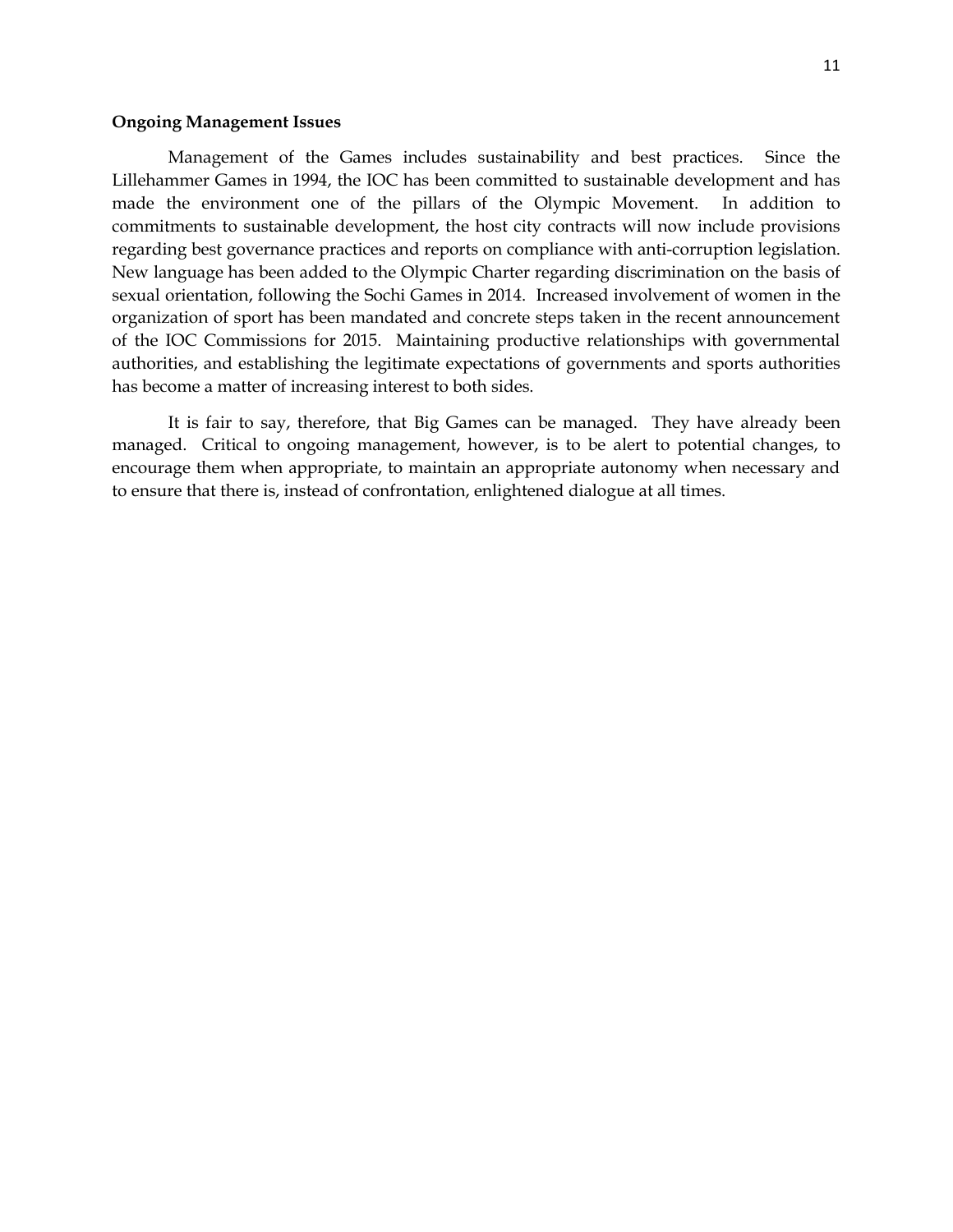**Ongoing Management Issues**

Management of the Games includes sustainability and best practices. Since the Lillehammer Games in 1994, the IOC has been committed to sustainable development and has made the environment one of the pillars of the Olympic Movement. In addition to commitments to sustainable development, the host city contracts will now include provisions regarding best governance practices and reports on compliance with anti-corruption legislation. New language has been added to the Olympic Charter regarding discrimination on the basis of sexual orientation, following the Sochi Games in 2014. Increased involvement of women in the organization of sport has been mandated and concrete steps taken in the recent announcement of the IOC Commissions for 2015. Maintaining productive relationships with governmental authorities, and establishing the legitimate expectations of governments and sports authorities has become a matter of increasing interest to both sides.

It is fair to say, therefore, that Big Games can be managed. They have already been managed. Critical to ongoing management, however, is to be alert to potential changes, to encourage them when appropriate, to maintain an appropriate autonomy when necessary and to ensure that there is, instead of confrontation, enlightened dialogue at all times.